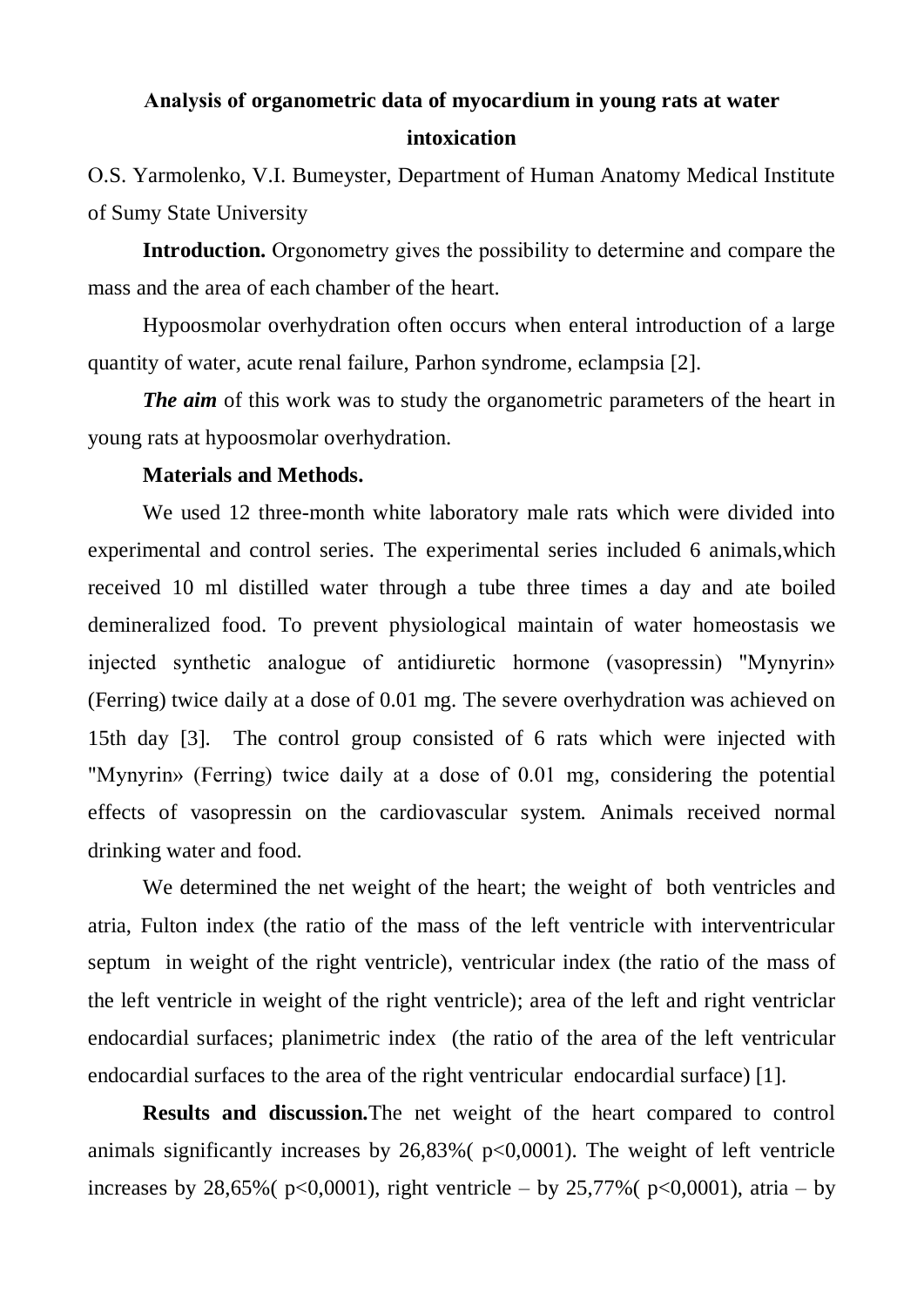# Analysis of organometric data of myocardium in young rats at water intoxication

O.S. Yarmolenko, V.I. Bumeyster, Department of Human Anatomy Medical Institute of Sumy State University

**Introduction.** Orgonometry gives the possibility to determine and compare the mass and the area of each chamber of the heart.

Hypoosmolar overhydration often occurs when enteral introduction of a large quantity of water, acute renal failure, Parhon syndrome, eclampsia [2].

***The aim*** of this work was to study the organometric parameters of the heart in young rats at hypoosmolar overhydration.

**Materials and Methods.**

We used 12 three-month white laboratory male rats which were divided into experimental and control series. The experimental series included 6 animals,which received 10 ml distilled water through a tube three times a day and ate boiled demineralized food. To prevent physiological maintain of water homeostasis we injected synthetic analogue of antidiuretic hormone (vasopressin) "Mynyrin» (Ferring) twice daily at a dose of 0.01 mg. The severe overhydration was achieved on 15th day [3]. The control group consisted of 6 rats which were injected with "Mynyrin» (Ferring) twice daily at a dose of 0.01 mg, considering the potential effects of vasopressin on the cardiovascular system. Animals received normal drinking water and food.

We determined the net weight of the heart; the weight of both ventricles and atria, Fulton index (the ratio of the mass of the left ventricle with interventricular septum in weight of the right ventricle), ventricular index (the ratio of the mass of the left ventricle in weight of the right ventricle); area of the left and right ventriclar endocardial surfaces; planimetric index (the ratio of the area of the left ventricular endocardial surfaces to the area of the right ventricular endocardial surface) [1].

**Results and discussion.**The net weight of the heart compared to control animals significantly increases by 26,83%( $p<0,0001$). The weight of left ventricle increases by 28,65%( $p<0,0001$), right ventricle – by 25,77%( $p<0,0001$), atria – by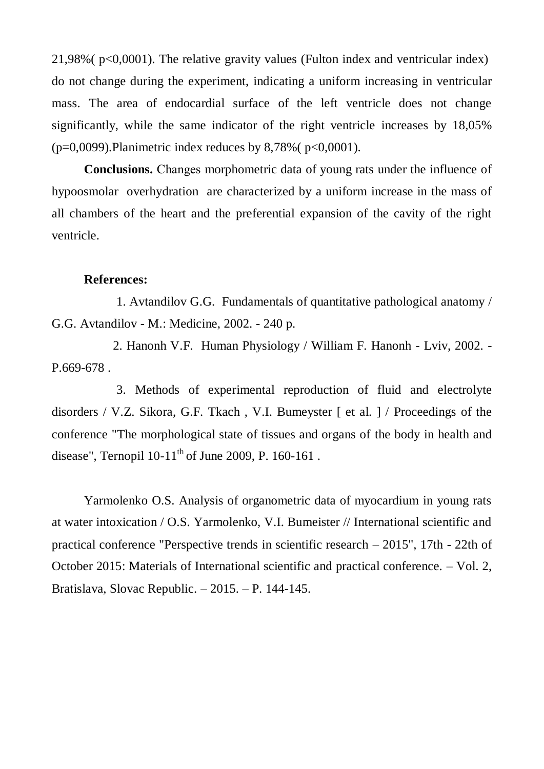21,98%( $p<0,0001$). The relative gravity values (Fulton index and ventricular index) do not change during the experiment, indicating a uniform increasing in ventricular mass. The area of endocardial surface of the left ventricle does not change significantly, while the same indicator of the right ventricle increases by 18,05% ($p=0,0099$).Planimetric index reduces by 8,78%( $p<0,0001$).

**Conclusions.** Changes morphometric data of young rats under the influence of hypoosmolar overhydration are characterized by a uniform increase in the mass of all chambers of the heart and the preferential expansion of the cavity of the right ventricle.

**References:**

1. Avtandilov G.G. Fundamentals of quantitative pathological anatomy / G.G. Avtandilov - M.: Medicine, 2002. - 240 p.

2. Hanonh V.F. Human Physiology / William F. Hanonh - Lviv, 2002. - P.669-678 .

3. Methods of experimental reproduction of fluid and electrolyte disorders / V.Z. Sikora, G.F. Tkach , V.I. Bumeyster [ et al. ] / Proceedings of the conference "The morphological state of tissues and organs of the body in health and disease", Ternopil 10-11th of June 2009, P. 160-161 .

Yarmolenko O.S. Analysis of organometric data of myocardium in young rats at water intoxication / O.S. Yarmolenko, V.I. Bumeister // International scientific and practical conference "Perspective trends in scientific research – 2015", 17th - 22th of October 2015: Materials of International scientific and practical conference. – Vol. 2, Bratislava, Slovac Republic. – 2015. – P. 144-145.